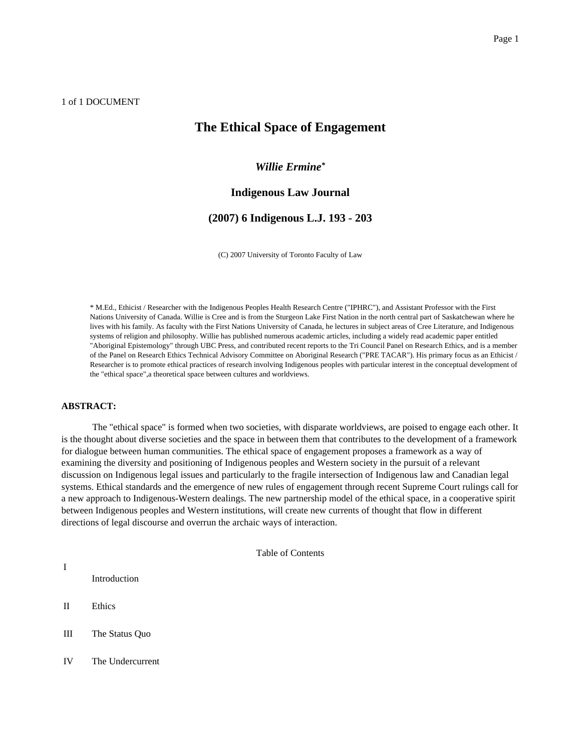1 of 1 DOCUMENT

# The Ethical Space of Engagement

***Willie Ermine*****[*]**

**Indigenous Law Journal**

**(2007) 6 Indigenous L.J. 193 - 203**

(C) 2007 University of Toronto Faculty of Law

* M.Ed., Ethicist / Researcher with the Indigenous Peoples Health Research Centre ("IPHRC"), and Assistant Professor with the First Nations University of Canada. Willie is Cree and is from the Sturgeon Lake First Nation in the north central part of Saskatchewan where he lives with his family. As faculty with the First Nations University of Canada, he lectures in subject areas of Cree Literature, and Indigenous systems of religion and philosophy. Willie has published numerous academic articles, including a widely read academic paper entitled "Aboriginal Epistemology" through UBC Press, and contributed recent reports to the Tri Council Panel on Research Ethics, and is a member of the Panel on Research Ethics Technical Advisory Committee on Aboriginal Research ("PRE TACAR"). His primary focus as an Ethicist / Researcher is to promote ethical practices of research involving Indigenous peoples with particular interest in the conceptual development of the "ethical space",a theoretical space between cultures and worldviews.

**ABSTRACT:**

The "ethical space" is formed when two societies, with disparate worldviews, are poised to engage each other. It is the thought about diverse societies and the space in between them that contributes to the development of a framework for dialogue between human communities. The ethical space of engagement proposes a framework as a way of examining the diversity and positioning of Indigenous peoples and Western society in the pursuit of a relevant discussion on Indigenous legal issues and particularly to the fragile intersection of Indigenous law and Canadian legal systems. Ethical standards and the emergence of new rules of engagement through recent Supreme Court rulings call for a new approach to Indigenous-Western dealings. The new partnership model of the ethical space, in a cooperative spirit between Indigenous peoples and Western institutions, will create new currents of thought that flow in different directions of legal discourse and overrun the archaic ways of interaction.

Table of Contents

I Introduction

II Ethics

III The Status Quo

IV The Undercurrent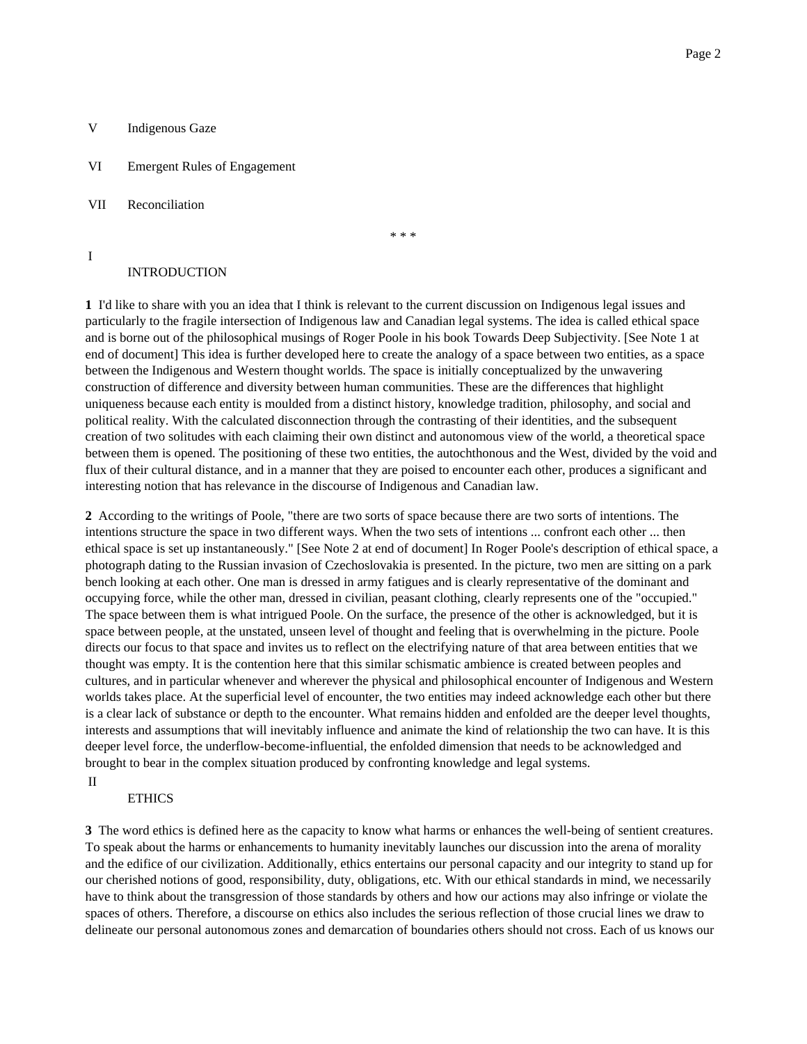V Indigenous Gaze

VI Emergent Rules of Engagement

VII Reconciliation

\* \* \*

## I INTRODUCTION

**1** I'd like to share with you an idea that I think is relevant to the current discussion on Indigenous legal issues and particularly to the fragile intersection of Indigenous law and Canadian legal systems. The idea is called ethical space and is borne out of the philosophical musings of Roger Poole in his book Towards Deep Subjectivity. [See Note 1 at end of document] This idea is further developed here to create the analogy of a space between two entities, as a space between the Indigenous and Western thought worlds. The space is initially conceptualized by the unwavering construction of difference and diversity between human communities. These are the differences that highlight uniqueness because each entity is moulded from a distinct history, knowledge tradition, philosophy, and social and political reality. With the calculated disconnection through the contrasting of their identities, and the subsequent creation of two solitudes with each claiming their own distinct and autonomous view of the world, a theoretical space between them is opened. The positioning of these two entities, the autochthonous and the West, divided by the void and flux of their cultural distance, and in a manner that they are poised to encounter each other, produces a significant and interesting notion that has relevance in the discourse of Indigenous and Canadian law.

**2** According to the writings of Poole, "there are two sorts of space because there are two sorts of intentions. The intentions structure the space in two different ways. When the two sets of intentions ... confront each other ... then ethical space is set up instantaneously." [See Note 2 at end of document] In Roger Poole's description of ethical space, a photograph dating to the Russian invasion of Czechoslovakia is presented. In the picture, two men are sitting on a park bench looking at each other. One man is dressed in army fatigues and is clearly representative of the dominant and occupying force, while the other man, dressed in civilian, peasant clothing, clearly represents one of the "occupied." The space between them is what intrigued Poole. On the surface, the presence of the other is acknowledged, but it is space between people, at the unstated, unseen level of thought and feeling that is overwhelming in the picture. Poole directs our focus to that space and invites us to reflect on the electrifying nature of that area between entities that we thought was empty. It is the contention here that this similar schismatic ambience is created between peoples and cultures, and in particular whenever and wherever the physical and philosophical encounter of Indigenous and Western worlds takes place. At the superficial level of encounter, the two entities may indeed acknowledge each other but there is a clear lack of substance or depth to the encounter. What remains hidden and enfolded are the deeper level thoughts, interests and assumptions that will inevitably influence and animate the kind of relationship the two can have. It is this deeper level force, the underflow-become-influential, the enfolded dimension that needs to be acknowledged and brought to bear in the complex situation produced by confronting knowledge and legal systems.

## II ETHICS

**3** The word ethics is defined here as the capacity to know what harms or enhances the well-being of sentient creatures. To speak about the harms or enhancements to humanity inevitably launches our discussion into the arena of morality and the edifice of our civilization. Additionally, ethics entertains our personal capacity and our integrity to stand up for our cherished notions of good, responsibility, duty, obligations, etc. With our ethical standards in mind, we necessarily have to think about the transgression of those standards by others and how our actions may also infringe or violate the spaces of others. Therefore, a discourse on ethics also includes the serious reflection of those crucial lines we draw to delineate our personal autonomous zones and demarcation of boundaries others should not cross. Each of us knows our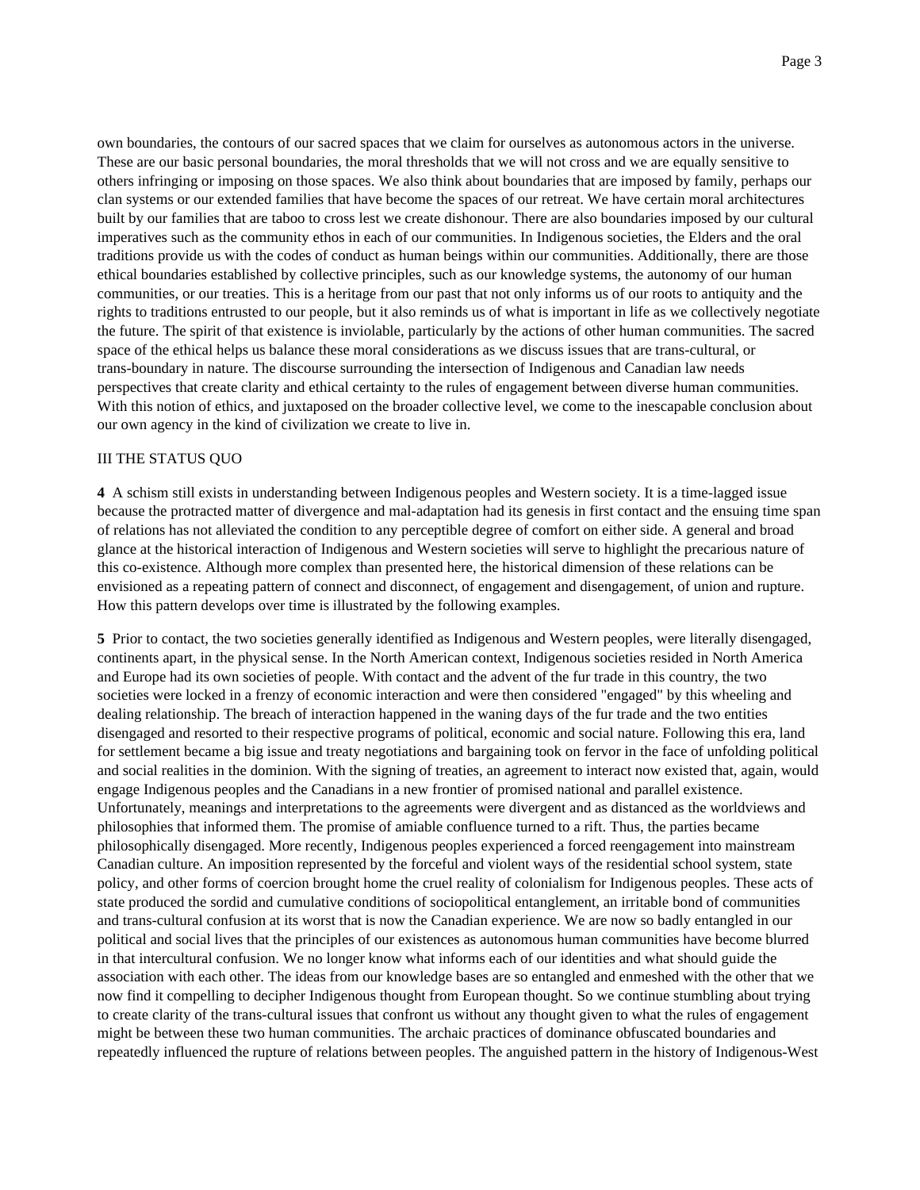own boundaries, the contours of our sacred spaces that we claim for ourselves as autonomous actors in the universe. These are our basic personal boundaries, the moral thresholds that we will not cross and we are equally sensitive to others infringing or imposing on those spaces. We also think about boundaries that are imposed by family, perhaps our clan systems or our extended families that have become the spaces of our retreat. We have certain moral architectures built by our families that are taboo to cross lest we create dishonour. There are also boundaries imposed by our cultural imperatives such as the community ethos in each of our communities. In Indigenous societies, the Elders and the oral traditions provide us with the codes of conduct as human beings within our communities. Additionally, there are those ethical boundaries established by collective principles, such as our knowledge systems, the autonomy of our human communities, or our treaties. This is a heritage from our past that not only informs us of our roots to antiquity and the rights to traditions entrusted to our people, but it also reminds us of what is important in life as we collectively negotiate the future. The spirit of that existence is inviolable, particularly by the actions of other human communities. The sacred space of the ethical helps us balance these moral considerations as we discuss issues that are trans-cultural, or trans-boundary in nature. The discourse surrounding the intersection of Indigenous and Canadian law needs perspectives that create clarity and ethical certainty to the rules of engagement between diverse human communities. With this notion of ethics, and juxtaposed on the broader collective level, we come to the inescapable conclusion about our own agency in the kind of civilization we create to live in.

## III THE STATUS QUO

**4** A schism still exists in understanding between Indigenous peoples and Western society. It is a time-lagged issue because the protracted matter of divergence and mal-adaptation had its genesis in first contact and the ensuing time span of relations has not alleviated the condition to any perceptible degree of comfort on either side. A general and broad glance at the historical interaction of Indigenous and Western societies will serve to highlight the precarious nature of this co-existence. Although more complex than presented here, the historical dimension of these relations can be envisioned as a repeating pattern of connect and disconnect, of engagement and disengagement, of union and rupture. How this pattern develops over time is illustrated by the following examples.

**5** Prior to contact, the two societies generally identified as Indigenous and Western peoples, were literally disengaged, continents apart, in the physical sense. In the North American context, Indigenous societies resided in North America and Europe had its own societies of people. With contact and the advent of the fur trade in this country, the two societies were locked in a frenzy of economic interaction and were then considered "engaged" by this wheeling and dealing relationship. The breach of interaction happened in the waning days of the fur trade and the two entities disengaged and resorted to their respective programs of political, economic and social nature. Following this era, land for settlement became a big issue and treaty negotiations and bargaining took on fervor in the face of unfolding political and social realities in the dominion. With the signing of treaties, an agreement to interact now existed that, again, would engage Indigenous peoples and the Canadians in a new frontier of promised national and parallel existence. Unfortunately, meanings and interpretations to the agreements were divergent and as distanced as the worldviews and philosophies that informed them. The promise of amiable confluence turned to a rift. Thus, the parties became philosophically disengaged. More recently, Indigenous peoples experienced a forced reengagement into mainstream Canadian culture. An imposition represented by the forceful and violent ways of the residential school system, state policy, and other forms of coercion brought home the cruel reality of colonialism for Indigenous peoples. These acts of state produced the sordid and cumulative conditions of sociopolitical entanglement, an irritable bond of communities and trans-cultural confusion at its worst that is now the Canadian experience. We are now so badly entangled in our political and social lives that the principles of our existences as autonomous human communities have become blurred in that intercultural confusion. We no longer know what informs each of our identities and what should guide the association with each other. The ideas from our knowledge bases are so entangled and enmeshed with the other that we now find it compelling to decipher Indigenous thought from European thought. So we continue stumbling about trying to create clarity of the trans-cultural issues that confront us without any thought given to what the rules of engagement might be between these two human communities. The archaic practices of dominance obfuscated boundaries and repeatedly influenced the rupture of relations between peoples. The anguished pattern in the history of Indigenous-West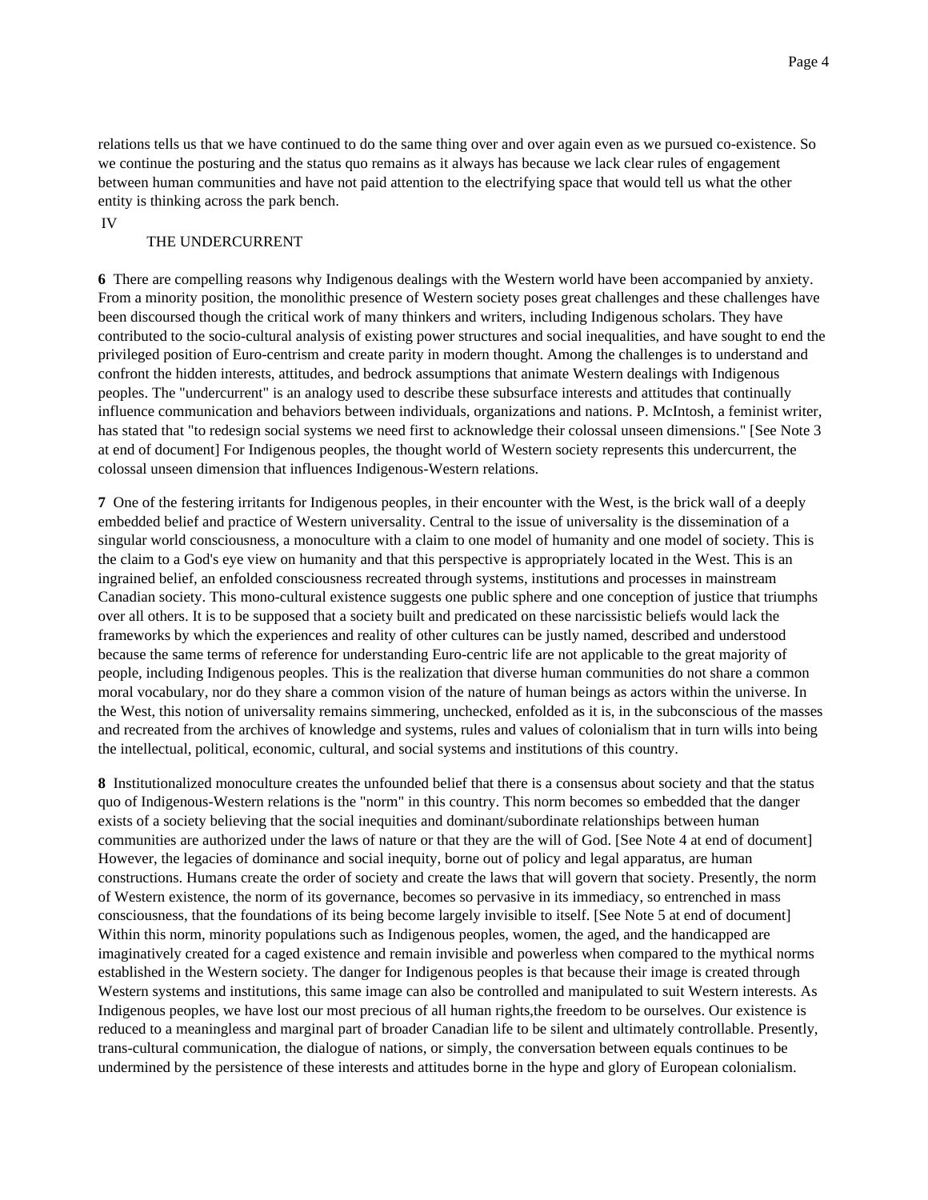relations tells us that we have continued to do the same thing over and over again even as we pursued co-existence. So we continue the posturing and the status quo remains as it always has because we lack clear rules of engagement between human communities and have not paid attention to the electrifying space that would tell us what the other entity is thinking across the park bench.

## IV

## THE UNDERCURRENT

**6** There are compelling reasons why Indigenous dealings with the Western world have been accompanied by anxiety. From a minority position, the monolithic presence of Western society poses great challenges and these challenges have been discoursed though the critical work of many thinkers and writers, including Indigenous scholars. They have contributed to the socio-cultural analysis of existing power structures and social inequalities, and have sought to end the privileged position of Euro-centrism and create parity in modern thought. Among the challenges is to understand and confront the hidden interests, attitudes, and bedrock assumptions that animate Western dealings with Indigenous peoples. The "undercurrent" is an analogy used to describe these subsurface interests and attitudes that continually influence communication and behaviors between individuals, organizations and nations. P. McIntosh, a feminist writer, has stated that "to redesign social systems we need first to acknowledge their colossal unseen dimensions." [See Note 3 at end of document] For Indigenous peoples, the thought world of Western society represents this undercurrent, the colossal unseen dimension that influences Indigenous-Western relations.

**7** One of the festering irritants for Indigenous peoples, in their encounter with the West, is the brick wall of a deeply embedded belief and practice of Western universality. Central to the issue of universality is the dissemination of a singular world consciousness, a monoculture with a claim to one model of humanity and one model of society. This is the claim to a God's eye view on humanity and that this perspective is appropriately located in the West. This is an ingrained belief, an enfolded consciousness recreated through systems, institutions and processes in mainstream Canadian society. This mono-cultural existence suggests one public sphere and one conception of justice that triumphs over all others. It is to be supposed that a society built and predicated on these narcissistic beliefs would lack the frameworks by which the experiences and reality of other cultures can be justly named, described and understood because the same terms of reference for understanding Euro-centric life are not applicable to the great majority of people, including Indigenous peoples. This is the realization that diverse human communities do not share a common moral vocabulary, nor do they share a common vision of the nature of human beings as actors within the universe. In the West, this notion of universality remains simmering, unchecked, enfolded as it is, in the subconscious of the masses and recreated from the archives of knowledge and systems, rules and values of colonialism that in turn wills into being the intellectual, political, economic, cultural, and social systems and institutions of this country.

**8** Institutionalized monoculture creates the unfounded belief that there is a consensus about society and that the status quo of Indigenous-Western relations is the "norm" in this country. This norm becomes so embedded that the danger exists of a society believing that the social inequities and dominant/subordinate relationships between human communities are authorized under the laws of nature or that they are the will of God. [See Note 4 at end of document] However, the legacies of dominance and social inequity, borne out of policy and legal apparatus, are human constructions. Humans create the order of society and create the laws that will govern that society. Presently, the norm of Western existence, the norm of its governance, becomes so pervasive in its immediacy, so entrenched in mass consciousness, that the foundations of its being become largely invisible to itself. [See Note 5 at end of document] Within this norm, minority populations such as Indigenous peoples, women, the aged, and the handicapped are imaginatively created for a caged existence and remain invisible and powerless when compared to the mythical norms established in the Western society. The danger for Indigenous peoples is that because their image is created through Western systems and institutions, this same image can also be controlled and manipulated to suit Western interests. As Indigenous peoples, we have lost our most precious of all human rights,the freedom to be ourselves. Our existence is reduced to a meaningless and marginal part of broader Canadian life to be silent and ultimately controllable. Presently, trans-cultural communication, the dialogue of nations, or simply, the conversation between equals continues to be undermined by the persistence of these interests and attitudes borne in the hype and glory of European colonialism.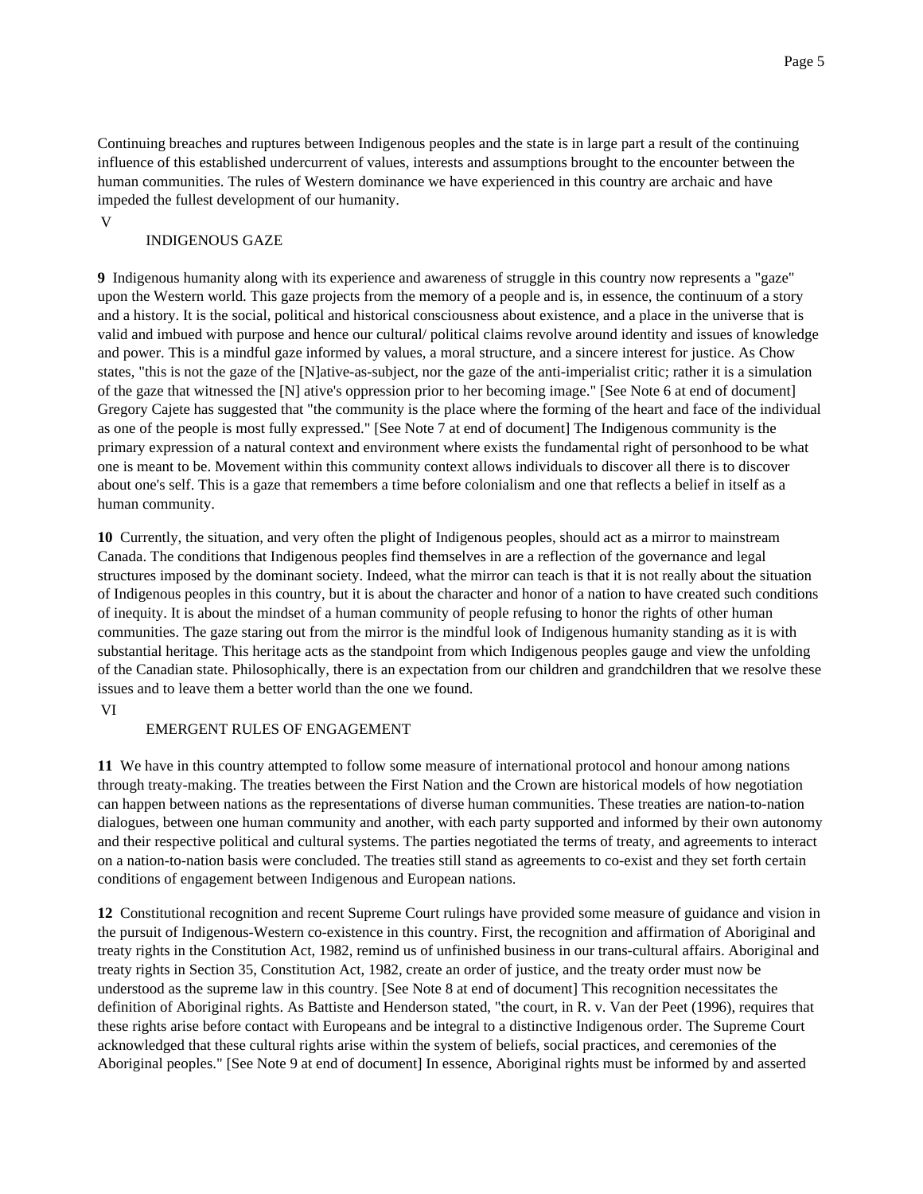Continuing breaches and ruptures between Indigenous peoples and the state is in large part a result of the continuing influence of this established undercurrent of values, interests and assumptions brought to the encounter between the human communities. The rules of Western dominance we have experienced in this country are archaic and have impeded the fullest development of our humanity.

## V

## INDIGENOUS GAZE

**9** Indigenous humanity along with its experience and awareness of struggle in this country now represents a "gaze" upon the Western world. This gaze projects from the memory of a people and is, in essence, the continuum of a story and a history. It is the social, political and historical consciousness about existence, and a place in the universe that is valid and imbued with purpose and hence our cultural/ political claims revolve around identity and issues of knowledge and power. This is a mindful gaze informed by values, a moral structure, and a sincere interest for justice. As Chow states, "this is not the gaze of the [N]ative-as-subject, nor the gaze of the anti-imperialist critic; rather it is a simulation of the gaze that witnessed the [N] ative's oppression prior to her becoming image." [See Note 6 at end of document] Gregory Cajete has suggested that "the community is the place where the forming of the heart and face of the individual as one of the people is most fully expressed." [See Note 7 at end of document] The Indigenous community is the primary expression of a natural context and environment where exists the fundamental right of personhood to be what one is meant to be. Movement within this community context allows individuals to discover all there is to discover about one's self. This is a gaze that remembers a time before colonialism and one that reflects a belief in itself as a human community.

**10** Currently, the situation, and very often the plight of Indigenous peoples, should act as a mirror to mainstream Canada. The conditions that Indigenous peoples find themselves in are a reflection of the governance and legal structures imposed by the dominant society. Indeed, what the mirror can teach is that it is not really about the situation of Indigenous peoples in this country, but it is about the character and honor of a nation to have created such conditions of inequity. It is about the mindset of a human community of people refusing to honor the rights of other human communities. The gaze staring out from the mirror is the mindful look of Indigenous humanity standing as it is with substantial heritage. This heritage acts as the standpoint from which Indigenous peoples gauge and view the unfolding of the Canadian state. Philosophically, there is an expectation from our children and grandchildren that we resolve these issues and to leave them a better world than the one we found.

## VI

## EMERGENT RULES OF ENGAGEMENT

**11** We have in this country attempted to follow some measure of international protocol and honour among nations through treaty-making. The treaties between the First Nation and the Crown are historical models of how negotiation can happen between nations as the representations of diverse human communities. These treaties are nation-to-nation dialogues, between one human community and another, with each party supported and informed by their own autonomy and their respective political and cultural systems. The parties negotiated the terms of treaty, and agreements to interact on a nation-to-nation basis were concluded. The treaties still stand as agreements to co-exist and they set forth certain conditions of engagement between Indigenous and European nations.

**12** Constitutional recognition and recent Supreme Court rulings have provided some measure of guidance and vision in the pursuit of Indigenous-Western co-existence in this country. First, the recognition and affirmation of Aboriginal and treaty rights in the Constitution Act, 1982, remind us of unfinished business in our trans-cultural affairs. Aboriginal and treaty rights in Section 35, Constitution Act, 1982, create an order of justice, and the treaty order must now be understood as the supreme law in this country. [See Note 8 at end of document] This recognition necessitates the definition of Aboriginal rights. As Battiste and Henderson stated, "the court, in R. v. Van der Peet (1996), requires that these rights arise before contact with Europeans and be integral to a distinctive Indigenous order. The Supreme Court acknowledged that these cultural rights arise within the system of beliefs, social practices, and ceremonies of the Aboriginal peoples." [See Note 9 at end of document] In essence, Aboriginal rights must be informed by and asserted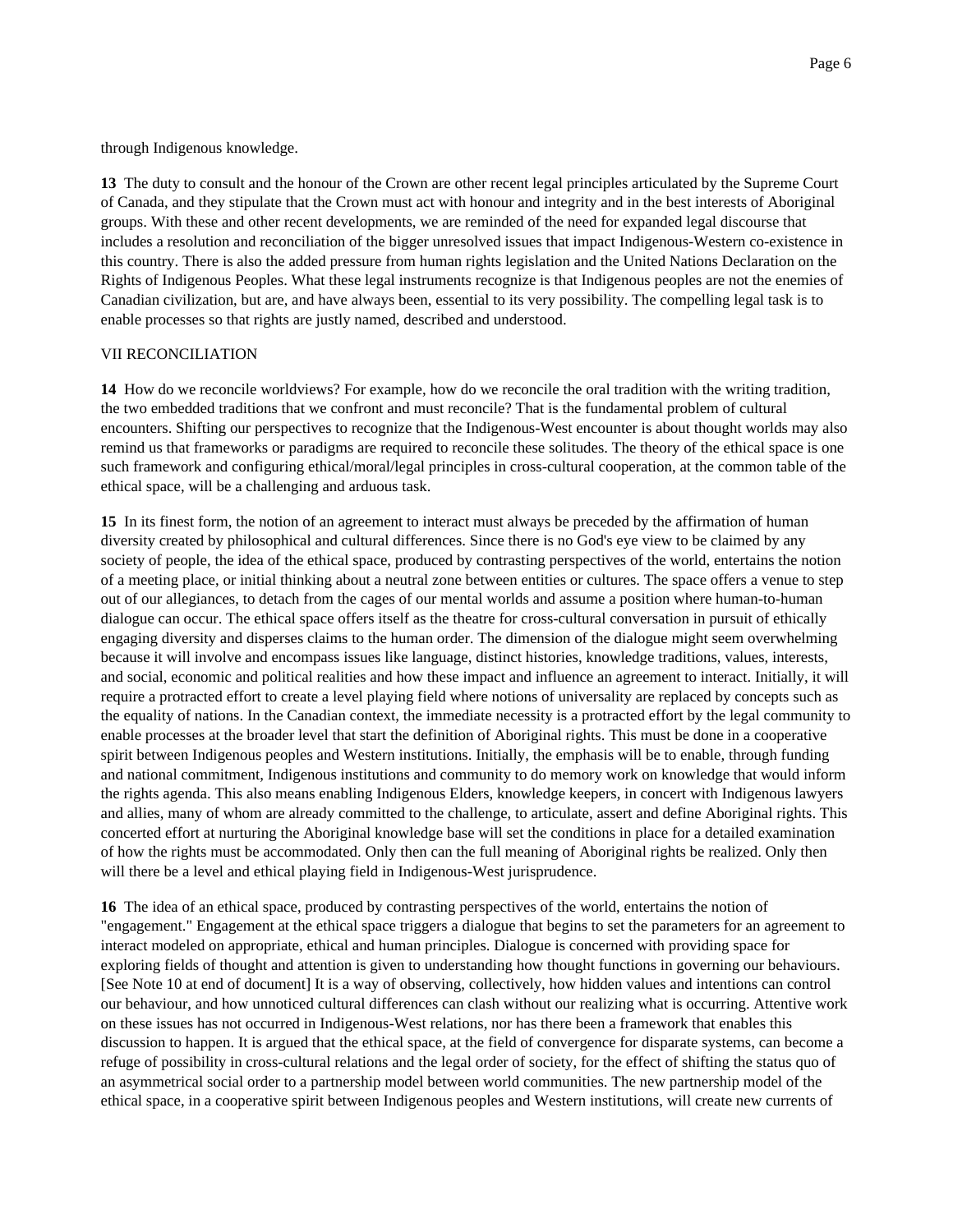through Indigenous knowledge.

**13** The duty to consult and the honour of the Crown are other recent legal principles articulated by the Supreme Court of Canada, and they stipulate that the Crown must act with honour and integrity and in the best interests of Aboriginal groups. With these and other recent developments, we are reminded of the need for expanded legal discourse that includes a resolution and reconciliation of the bigger unresolved issues that impact Indigenous-Western co-existence in this country. There is also the added pressure from human rights legislation and the United Nations Declaration on the Rights of Indigenous Peoples. What these legal instruments recognize is that Indigenous peoples are not the enemies of Canadian civilization, but are, and have always been, essential to its very possibility. The compelling legal task is to enable processes so that rights are justly named, described and understood.

## VII RECONCILIATION

**14** How do we reconcile worldviews? For example, how do we reconcile the oral tradition with the writing tradition, the two embedded traditions that we confront and must reconcile? That is the fundamental problem of cultural encounters. Shifting our perspectives to recognize that the Indigenous-West encounter is about thought worlds may also remind us that frameworks or paradigms are required to reconcile these solitudes. The theory of the ethical space is one such framework and configuring ethical/moral/legal principles in cross-cultural cooperation, at the common table of the ethical space, will be a challenging and arduous task.

**15** In its finest form, the notion of an agreement to interact must always be preceded by the affirmation of human diversity created by philosophical and cultural differences. Since there is no God's eye view to be claimed by any society of people, the idea of the ethical space, produced by contrasting perspectives of the world, entertains the notion of a meeting place, or initial thinking about a neutral zone between entities or cultures. The space offers a venue to step out of our allegiances, to detach from the cages of our mental worlds and assume a position where human-to-human dialogue can occur. The ethical space offers itself as the theatre for cross-cultural conversation in pursuit of ethically engaging diversity and disperses claims to the human order. The dimension of the dialogue might seem overwhelming because it will involve and encompass issues like language, distinct histories, knowledge traditions, values, interests, and social, economic and political realities and how these impact and influence an agreement to interact. Initially, it will require a protracted effort to create a level playing field where notions of universality are replaced by concepts such as the equality of nations. In the Canadian context, the immediate necessity is a protracted effort by the legal community to enable processes at the broader level that start the definition of Aboriginal rights. This must be done in a cooperative spirit between Indigenous peoples and Western institutions. Initially, the emphasis will be to enable, through funding and national commitment, Indigenous institutions and community to do memory work on knowledge that would inform the rights agenda. This also means enabling Indigenous Elders, knowledge keepers, in concert with Indigenous lawyers and allies, many of whom are already committed to the challenge, to articulate, assert and define Aboriginal rights. This concerted effort at nurturing the Aboriginal knowledge base will set the conditions in place for a detailed examination of how the rights must be accommodated. Only then can the full meaning of Aboriginal rights be realized. Only then will there be a level and ethical playing field in Indigenous-West jurisprudence.

**16** The idea of an ethical space, produced by contrasting perspectives of the world, entertains the notion of "engagement." Engagement at the ethical space triggers a dialogue that begins to set the parameters for an agreement to interact modeled on appropriate, ethical and human principles. Dialogue is concerned with providing space for exploring fields of thought and attention is given to understanding how thought functions in governing our behaviours. [See Note 10 at end of document] It is a way of observing, collectively, how hidden values and intentions can control our behaviour, and how unnoticed cultural differences can clash without our realizing what is occurring. Attentive work on these issues has not occurred in Indigenous-West relations, nor has there been a framework that enables this discussion to happen. It is argued that the ethical space, at the field of convergence for disparate systems, can become a refuge of possibility in cross-cultural relations and the legal order of society, for the effect of shifting the status quo of an asymmetrical social order to a partnership model between world communities. The new partnership model of the ethical space, in a cooperative spirit between Indigenous peoples and Western institutions, will create new currents of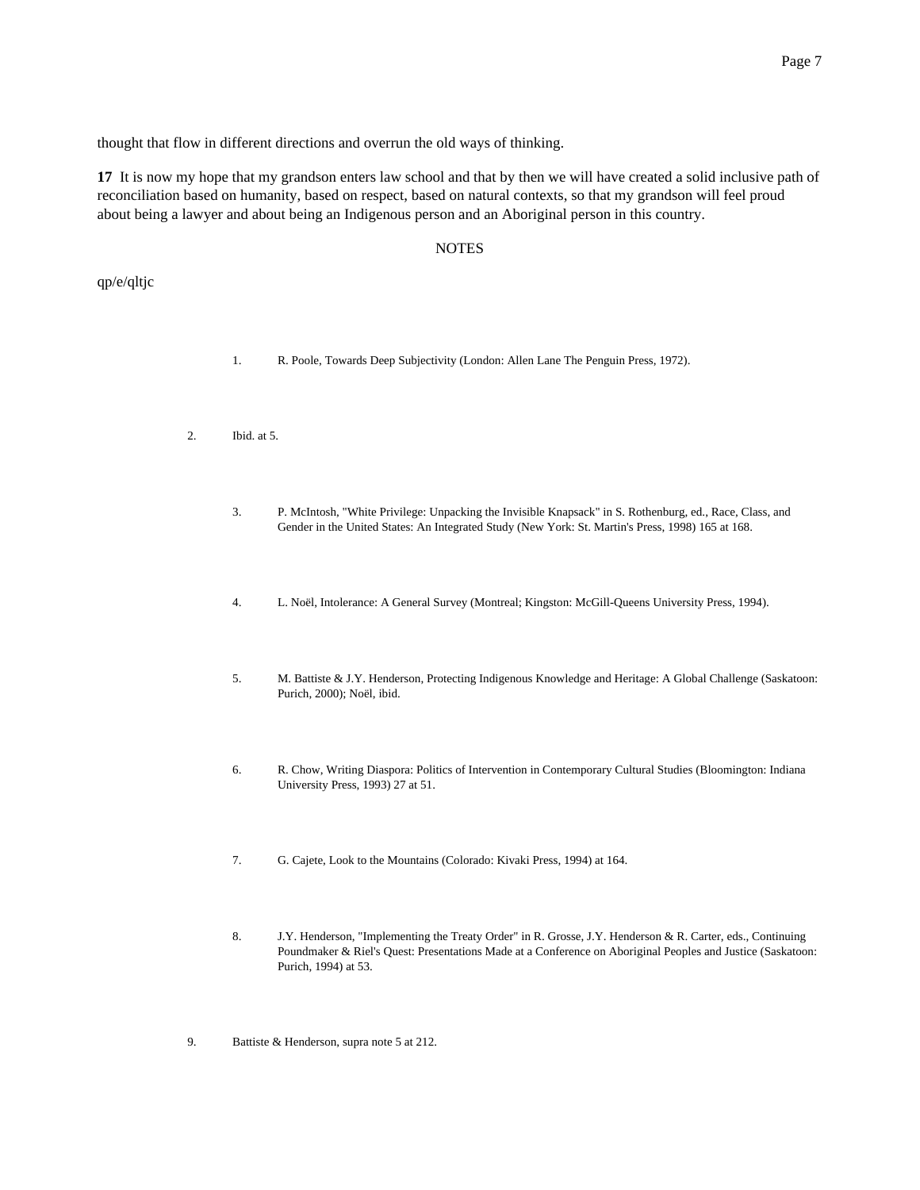thought that flow in different directions and overrun the old ways of thinking.

**17** It is now my hope that my grandson enters law school and that by then we will have created a solid inclusive path of reconciliation based on humanity, based on respect, based on natural contexts, so that my grandson will feel proud about being a lawyer and about being an Indigenous person and an Aboriginal person in this country.

NOTES

qp/e/qltjc

1. R. Poole, Towards Deep Subjectivity (London: Allen Lane The Penguin Press, 1972).

2. Ibid. at 5.

3. P. McIntosh, "White Privilege: Unpacking the Invisible Knapsack" in S. Rothenburg, ed., Race, Class, and Gender in the United States: An Integrated Study (New York: St. Martin's Press, 1998) 165 at 168.

4. L. Noël, Intolerance: A General Survey (Montreal; Kingston: McGill-Queens University Press, 1994).

5. M. Battiste & J.Y. Henderson, Protecting Indigenous Knowledge and Heritage: A Global Challenge (Saskatoon: Purich, 2000); Noël, ibid.

6. R. Chow, Writing Diaspora: Politics of Intervention in Contemporary Cultural Studies (Bloomington: Indiana University Press, 1993) 27 at 51.

7. G. Cajete, Look to the Mountains (Colorado: Kivaki Press, 1994) at 164.

8. J.Y. Henderson, "Implementing the Treaty Order" in R. Grosse, J.Y. Henderson & R. Carter, eds., Continuing Poundmaker & Riel's Quest: Presentations Made at a Conference on Aboriginal Peoples and Justice (Saskatoon: Purich, 1994) at 53.

9. Battiste & Henderson, supra note 5 at 212.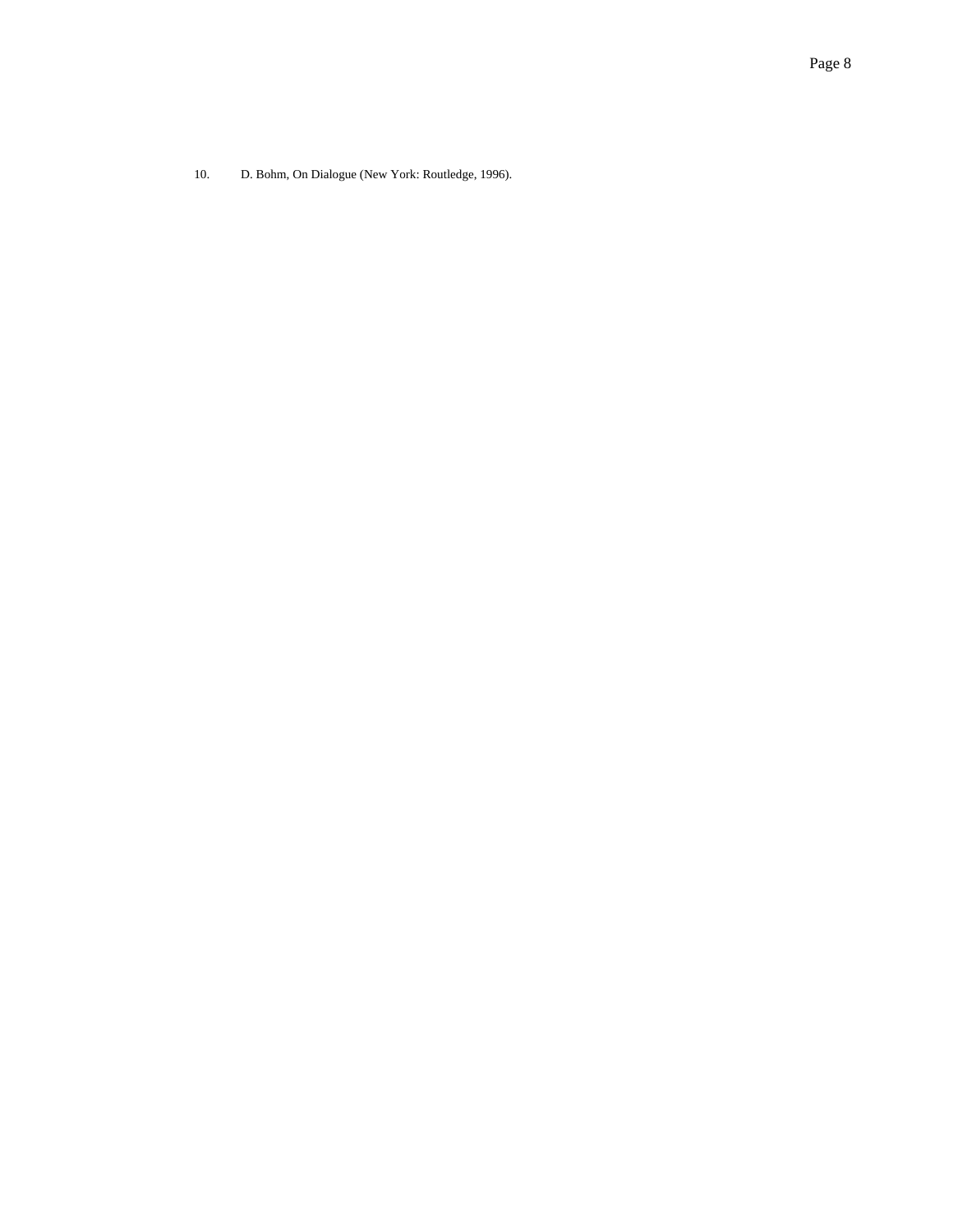10. D. Bohm, On Dialogue (New York: Routledge, 1996).